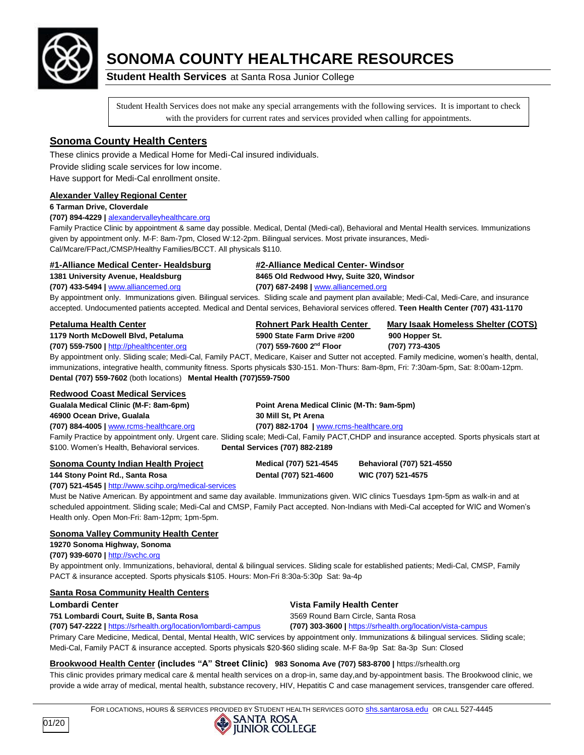# SONOMA COUNTY HEALTHCARE RESOURCES

**Student Health Services** at Santa Rosa Junior College

Student Health Services does not make any special arrangements with the following services. It is important to check with the providers for current rates and services provided when calling for appointments.

## Sonoma County Health Centers

These clinics provide a Medical Home for Medi-Cal insured individuals.
Provide sliding scale services for low income.
Have support for Medi-Cal enrollment onsite.

### Alexander Valley Regional Center

**6 Tarman Drive, Cloverdale**
**(707) 894-4229 |** alexandervalleyhealthcare.org

Family Practice Clinic by appointment & same day possible. Medical, Dental (Medi-cal), Behavioral and Mental Health services. Immunizations given by appointment only. M-F: 8am-7pm, Closed W:12-2pm. Bilingual services. Most private insurances, Medi-Cal/Mcare/FPact,/CMSP/Healthy Families/BCCT. All physicals $110.

### #1-Alliance Medical Center- Healdsburg

**1381 University Avenue, Healdsburg**
**(707) 433-5494 |** www.alliancemed.org

### #2-Alliance Medical Center- Windsor

**8465 Old Redwood Hwy, Suite 320, Windsor**
**(707) 687-2498 |** www.alliancemed.org

By appointment only. Immunizations given. Bilingual services. Sliding scale and payment plan available; Medi-Cal, Medi-Care, and insurance accepted. Undocumented patients accepted. Medical and Dental services, Behavioral services offered. **Teen Health Center (707) 431-1170**

### Petaluma Health Center

**1179 North McDowell Blvd, Petaluma**
**(707) 559-7500 |** http://phealthcenter.org

### Rohnert Park Health Center

**5900 State Farm Drive #200**
**(707) 559-7600 2nd Floor**

### Mary Isaak Homeless Shelter (COTS)

**900 Hopper St.**
**(707) 773-4305**

By appointment only. Sliding scale; Medi-Cal, Family PACT, Medicare, Kaiser and Sutter not accepted. Family medicine, women's health, dental, immunizations, integrative health, community fitness. Sports physicals $30-151. Mon-Thurs: 8am-8pm, Fri: 7:30am-5pm, Sat: 8:00am-12pm.
**Dental (707) 559-7602** (both locations) **Mental Health (707)559-7500**

### Redwood Coast Medical Services

**Gualala Medical Clinic (M-F: 8am-6pm)**
**46900 Ocean Drive, Gualala**
**(707) 884-4005 |** www.rcms-healthcare.org

**Point Arena Medical Clinic (M-Th: 9am-5pm)**
**30 Mill St, Pt Arena**
**(707) 882-1704 |** www.rcms-healthcare.org

Family Practice by appointment only. Urgent care. Sliding scale; Medi-Cal, Family PACT,CHDP and insurance accepted. Sports physicals start at $100. Women's Health, Behavioral services. **Dental Services (707) 882-2189**

### Sonoma County Indian Health Project

**144 Stony Point Rd., Santa Rosa**
**(707) 521-4545 |** http://www.scihp.org/medical-services

**Medical (707) 521-4545** **Behavioral (707) 521-4550**
**Dental (707) 521-4600** **WIC (707) 521-4575**

Must be Native American. By appointment and same day available. Immunizations given. WIC clinics Tuesdays 1pm-5pm as walk-in and at scheduled appointment. Sliding scale; Medi-Cal and CMSP, Family Pact accepted. Non-Indians with Medi-Cal accepted for WIC and Women's Health only. Open Mon-Fri: 8am-12pm; 1pm-5pm.

### Sonoma Valley Community Health Center

**19270 Sonoma Highway, Sonoma**
**(707) 939-6070 |** http://svchc.org

By appointment only. Immunizations, behavioral, dental & bilingual services. Sliding scale for established patients; Medi-Cal, CMSP, Family PACT & insurance accepted. Sports physicals $105. Hours: Mon-Fri 8:30a-5:30p Sat: 9a-4p

### Santa Rosa Community Health Centers

**Lombardi Center**
**751 Lombardi Court, Suite B, Santa Rosa**
**(707) 547-2222 |** https://srhealth.org/location/lombardi-campus

**Vista Family Health Center**
3569 Round Barn Circle, Santa Rosa
**(707) 303-3600 |** https://srhealth.org/location/vista-campus

Primary Care Medicine, Medical, Dental, Mental Health, WIC services by appointment only. Immunizations & bilingual services. Sliding scale; Medi-Cal, Family PACT & insurance accepted. Sports physicals $20-$60 sliding scale. M-F 8a-9p Sat: 8a-3p Sun: Closed

### Brookwood Health Center (includes "A" Street Clinic) **983 Sonoma Ave (707) 583-8700 |** https://srhealth.org

This clinic provides primary medical care & mental health services on a drop-in, same day,and by-appointment basis. The Brookwood clinic, we provide a wide array of medical, mental health, substance recovery, HIV, Hepatitis C and case management services, transgender care offered.

FOR LOCATIONS, HOURS & SERVICES PROVIDED BY STUDENT HEALTH SERVICES GOTO shs.santarosa.edu OR CALL 527-4445

01/20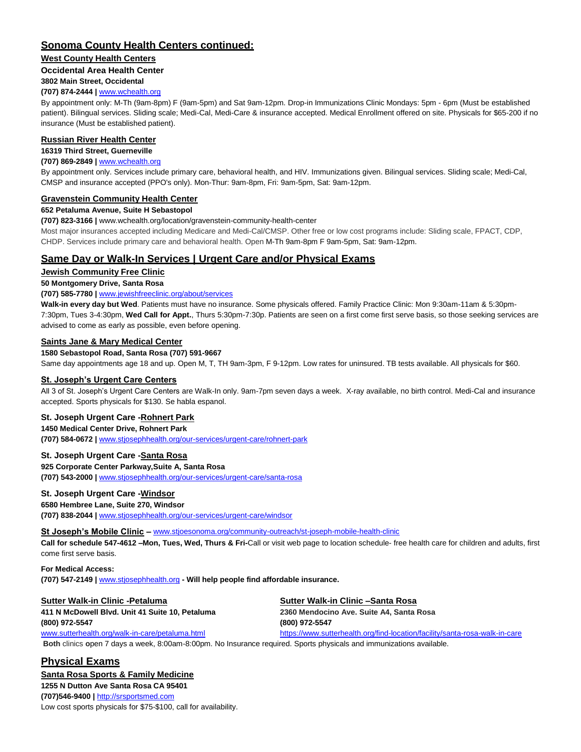## Sonoma County Health Centers continued:

### West County Health Centers

**Occidental Area Health Center**

**3802 Main Street, Occidental**

**(707) 874-2444 |** www.wchealth.org

By appointment only: M-Th (9am-8pm) F (9am-5pm) and Sat 9am-12pm. Drop-in Immunizations Clinic Mondays: 5pm - 6pm (Must be established patient). Bilingual services. Sliding scale; Medi-Cal, Medi-Care & insurance accepted. Medical Enrollment offered on site. Physicals for $65-200 if no insurance (Must be established patient).

### Russian River Health Center

**16319 Third Street, Guerneville**

**(707) 869-2849 |** www.wchealth.org

By appointment only. Services include primary care, behavioral health, and HIV. Immunizations given. Bilingual services. Sliding scale; Medi-Cal, CMSP and insurance accepted (PPO's only). Mon-Thur: 9am-8pm, Fri: 9am-5pm, Sat: 9am-12pm.

### Gravenstein Community Health Center

**652 Petaluma Avenue, Suite H Sebastopol**

**(707) 823-3166 |** www.wchealth.org/location/gravenstein-community-health-center

Most major insurances accepted including Medicare and Medi-Cal/CMSP. Other free or low cost programs include: Sliding scale, FPACT, CDP, CHDP. Services include primary care and behavioral health. Open M-Th 9am-8pm F 9am-5pm, Sat: 9am-12pm.

## Same Day or Walk-In Services | Urgent Care and/or Physical Exams

### Jewish Community Free Clinic

**50 Montgomery Drive, Santa Rosa**

**(707) 585-7780 |** www.jewishfreeclinic.org/about/services

**Walk-in every day but Wed**. Patients must have no insurance. Some physicals offered. Family Practice Clinic: Mon 9:30am-11am & 5:30pm-7:30pm, Tues 3-4:30pm, **Wed Call for Appt.**, Thurs 5:30pm-7:30p. Patients are seen on a first come first serve basis, so those seeking services are advised to come as early as possible, even before opening.

### Saints Jane & Mary Medical Center

**1580 Sebastopol Road, Santa Rosa (707) 591-9667**

Same day appointments age 18 and up. Open M, T, TH 9am-3pm, F 9-12pm. Low rates for uninsured. TB tests available. All physicals for $60.

### St. Joseph's Urgent Care Centers

All 3 of St. Joseph's Urgent Care Centers are Walk-In only. 9am-7pm seven days a week. X-ray available, no birth control. Medi-Cal and insurance accepted. Sports physicals for $130. Se habla espanol.

**St. Joseph Urgent Care -Rohnert Park**

**1450 Medical Center Drive, Rohnert Park**

**(707) 584-0672 |** www.stjosephhealth.org/our-services/urgent-care/rohnert-park

**St. Joseph Urgent Care -Santa Rosa**

**925 Corporate Center Parkway,Suite A, Santa Rosa**

**(707) 543-2000 |** www.stjosephhealth.org/our-services/urgent-care/santa-rosa

**St. Joseph Urgent Care -Windsor**

**6580 Hembree Lane, Suite 270, Windsor**

**(707) 838-2044 |** www.stjosephhealth.org/our-services/urgent-care/windsor

**St Joseph's Mobile Clinic –** www.stjoesonoma.org/community-outreach/st-joseph-mobile-health-clinic

**Call for schedule 547-4612 –Mon, Tues, Wed, Thurs & Fri-**Call or visit web page to location schedule- free health care for children and adults, first come first serve basis.

**For Medical Access:**

**(707) 547-2149 |** www.stjosephhealth.org **- Will help people find affordable insurance.**

**Sutter Walk-in Clinic -Petaluma**

**411 N McDowell Blvd. Unit 41 Suite 10, Petaluma**

**(800) 972-5547**

www.sutterhealth.org/walk-in-care/petaluma.html

**Sutter Walk-in Clinic –Santa Rosa**

**2360 Mendocino Ave. Suite A4, Santa Rosa**

**(800) 972-5547**

https://www.sutterhealth.org/find-location/facility/santa-rosa-walk-in-care

**Both** clinics open 7 days a week, 8:00am-8:00pm. No Insurance required. Sports physicals and immunizations available.

## Physical Exams

### Santa Rosa Sports & Family Medicine

**1255 N Dutton Ave Santa Rosa CA 95401**

**(707)546-9400 |** http://srsportsmed.com

Low cost sports physicals for $75-$100, call for availability.